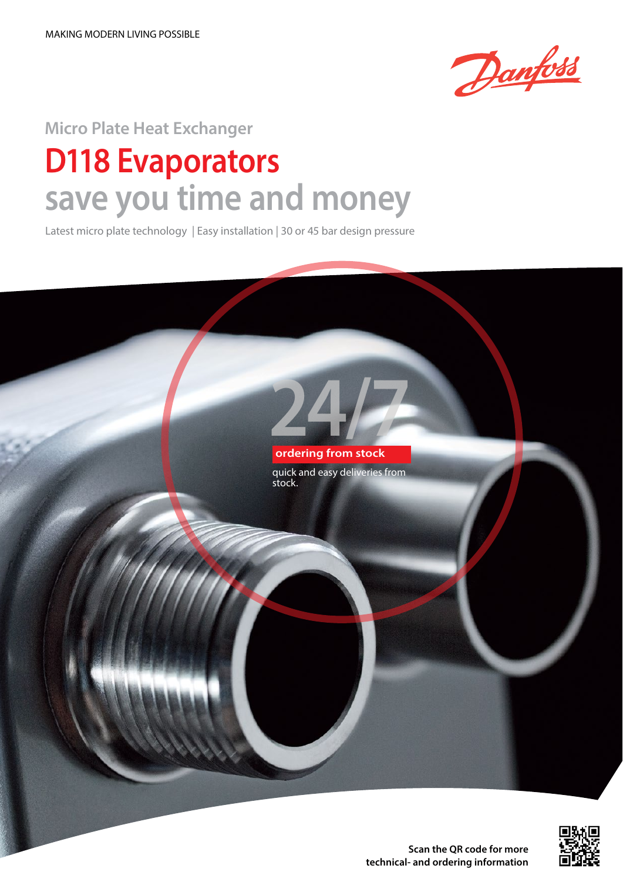MAKING MODERN LIVING POSSIBLE

Danfoss

## Micro Plate Heat Exchanger

# D118 Evaporators
# save you time and money

Latest micro plate technology | Easy installation | 30 or 45 bar design pressure

24/7

**ordering from stock**

quick and easy deliveries from stock.

**Scan the QR code for more technical- and ordering information**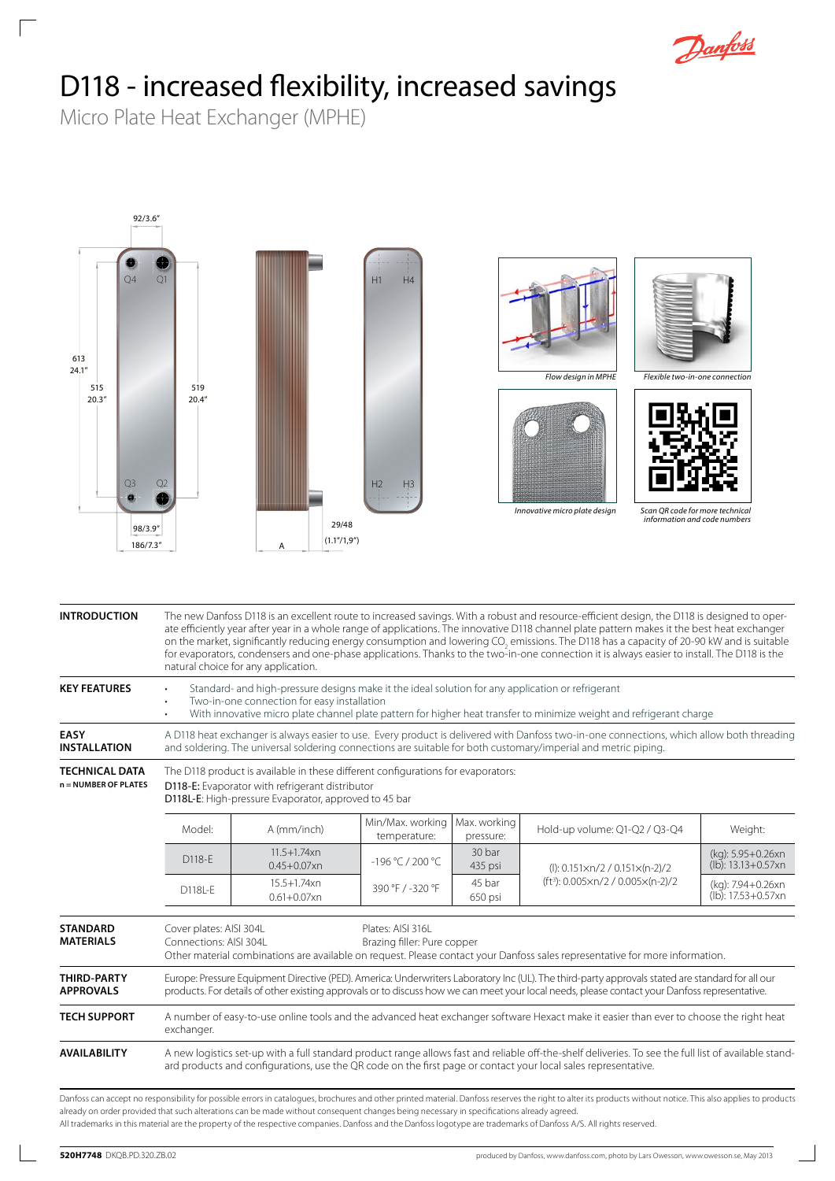# D118 - increased flexibility, increased savings

Micro Plate Heat Exchanger (MPHE)

92/3.6"

613
24.1"

515
20.3"

519
20.4"

Q4 Q1

Q3 Q2

98/3.9"

186/7.3"

A

29/48
(1.1"/1,9")

H1 H4

H2 H3

Flow design in MPHE

Flexible two-in-one connection

Innovative micro plate design

Scan QR code for more technical information and code numbers

**INTRODUCTION**

The new Danfoss D118 is an excellent route to increased savings. With a robust and resource-efficient design, the D118 is designed to operate efficiently year after year in a whole range of applications. The innovative D118 channel plate pattern makes it the best heat exchanger on the market, significantly reducing energy consumption and lowering $CO_2$ emissions. The D118 has a capacity of 20-90 kW and is suitable for evaporators, condensers and one-phase applications. Thanks to the two-in-one connection it is always easier to install. The D118 is the natural choice for any application.

**KEY FEATURES**

- Standard- and high-pressure designs make it the ideal solution for any application or refrigerant
- Two-in-one connection for easy installation
- With innovative micro plate channel plate pattern for higher heat transfer to minimize weight and refrigerant charge

**EASY INSTALLATION**

A D118 heat exchanger is always easier to use. Every product is delivered with Danfoss two-in-one connections, which allow both threading and soldering. The universal soldering connections are suitable for both customary/imperial and metric piping.

**TECHNICAL DATA**
**n = NUMBER OF PLATES**

The D118 product is available in these different configurations for evaporators:
**D118-E:** Evaporator with refrigerant distributor
**D118L-E**: High-pressure Evaporator, approved to 45 bar

| Model: | A (mm/inch) | Min/Max. working temperature: | Max. working pressure: | Hold-up volume: Q1-Q2 / Q3-Q4 | Weight: |
|---|---|---|---|---|---|
| D118-E | 11.5+1.74xn<br>0.45+0.07xn | -196 °C / 200 °C | 30 bar<br>435 psi | (l): 0.151×n/2 / 0.151×(n-2)/2 | (kg): 5.95+0.26xn<br>(lb): 13.13+0.57xn |
| D118L-E | 15.5+1.74xn<br>0.61+0.07xn | 390 °F / -320 °F | 45 bar<br>650 psi | (ft³): 0.005×n/2 / 0.005×(n-2)/2 | (kg): 7.94+0.26xn<br>(lb): 17.53+0.57xn |

**STANDARD MATERIALS**

Cover plates: AISI 304L
Connections: AISI 304L
Plates: AISI 316L
Brazing filler: Pure copper
Other material combinations are available on request. Please contact your Danfoss sales representative for more information.

**THIRD-PARTY APPROVALS**

Europe: Pressure Equipment Directive (PED). America: Underwriters Laboratory Inc (UL). The third-party approvals stated are standard for all our products. For details of other existing approvals or to discuss how we can meet your local needs, please contact your Danfoss representative.

**TECH SUPPORT**

A number of easy-to-use online tools and the advanced heat exchanger software Hexact make it easier than ever to choose the right heat exchanger.

**AVAILABILITY**

A new logistics set-up with a full standard product range allows fast and reliable off-the-shelf deliveries. To see the full list of available standard products and configurations, use the QR code on the first page or contact your local sales representative.

Danfoss can accept no responsibility for possible errors in catalogues, brochures and other printed material. Danfoss reserves the right to alter its products without notice. This also applies to products already on order provided that such alterations can be made without consequent changes being necessary in specifications already agreed.
All trademarks in this material are the property of the respective companies. Danfoss and the Danfoss logotype are trademarks of Danfoss A/S. All rights reserved.

**520H7748** DKQB.PD.320.ZB.02 produced by Danfoss, www.danfoss.com, photo by Lars Owesson, www.owesson.se, May 2013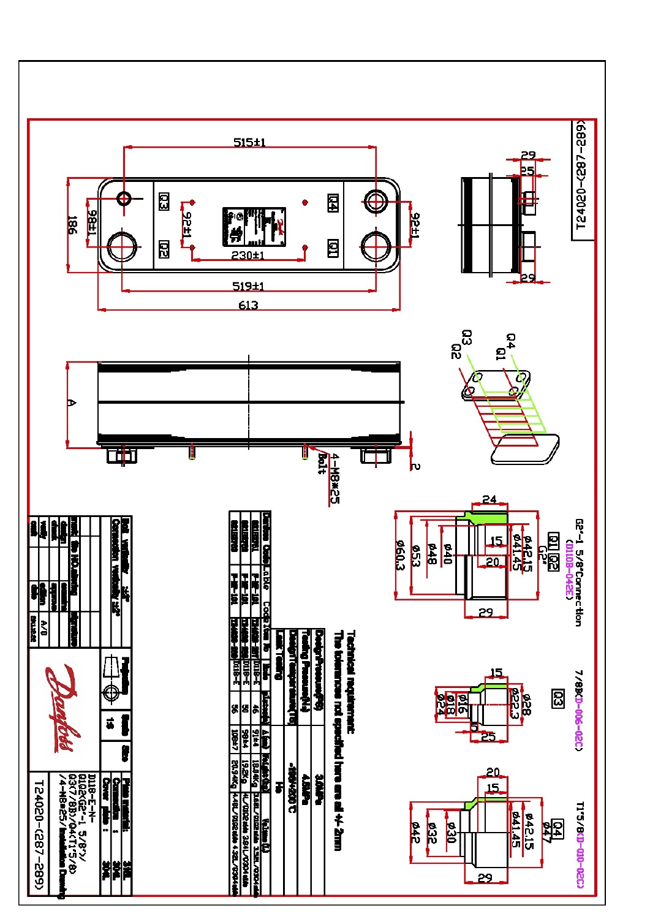T24020-(287-289)

515±1

186

98±1

92±1

230±1

92±1

519±1

613

Q3 Q2 Q4 Q1

29

25

29

A

4-M8*25 Bolt

2

Q4 Q1 Q3 Q2

G2"-1 5/8"Connection (D110B-042E)

Q1 Q2

G2"

24

15

20

29

ø42.15

ø41.45

ø40

ø48

ø53

ø60.3

7/8"(D-006-02C)

Q3

15

ø28

ø22.3

ø16

ø18

ø24

5

25

T1"5/8"(D-010-02C)

Q4

20

15

ø47

ø42.15

ø41.45

ø30

ø32

ø42

29

Technical requirement:

The tolerances not specified here are all +/- 2mm

| | |
|---|---|
| Design Pressure(PS) | 3.0MPa |
| Testing Pressure(Pt) | 4.5MPa |
| Design Temperature(TS) | -196/+200 C |
| Leak Testing | He |

| Danfoss Code | Label Code | Customer Code | Model | Plates(N) | A(mm) | Weight(kg) | Volume(L) |
|---|---|---|---|---|---|---|---|
| 004B1791 | P-BP-101 | T24020-287 | D118-E | 46 | 91±4 | 18.74Kg | 3.56L/002side 3.56L/004side |
| 004B1792 | P-BP-101 | T24020-288 | D118-E | 50 | 98±4 | 19.2Kg | 4L/002side 3.91L/004side |
| 004B1793 | P-BP-101 | T24020-289 | D118-E | 56 | 109±7 | 20.94Kg | 4.48L/002side 4.32L/004side |

Bolt verticality ±2°

Connection verticality ±2°

| | | | |
|---|---|---|---|
| mark | the NO.altering | | signature |
| design | | examine | |
| check | | approve | |
| verify | | edition | A/0 |
| craft | | date | |

Projection

| Scale | Size |
|---|---|
| 1:5 | |

Plate material: 316L

Connections: 304L

Cover plate: 304L

D118-E-N-

Q1Q2(G2"-1 5/8")/

Q3(7/8")Q4(T1"5/8)

/4-M8*25/ Installation Drawing

T24020-(287-289)